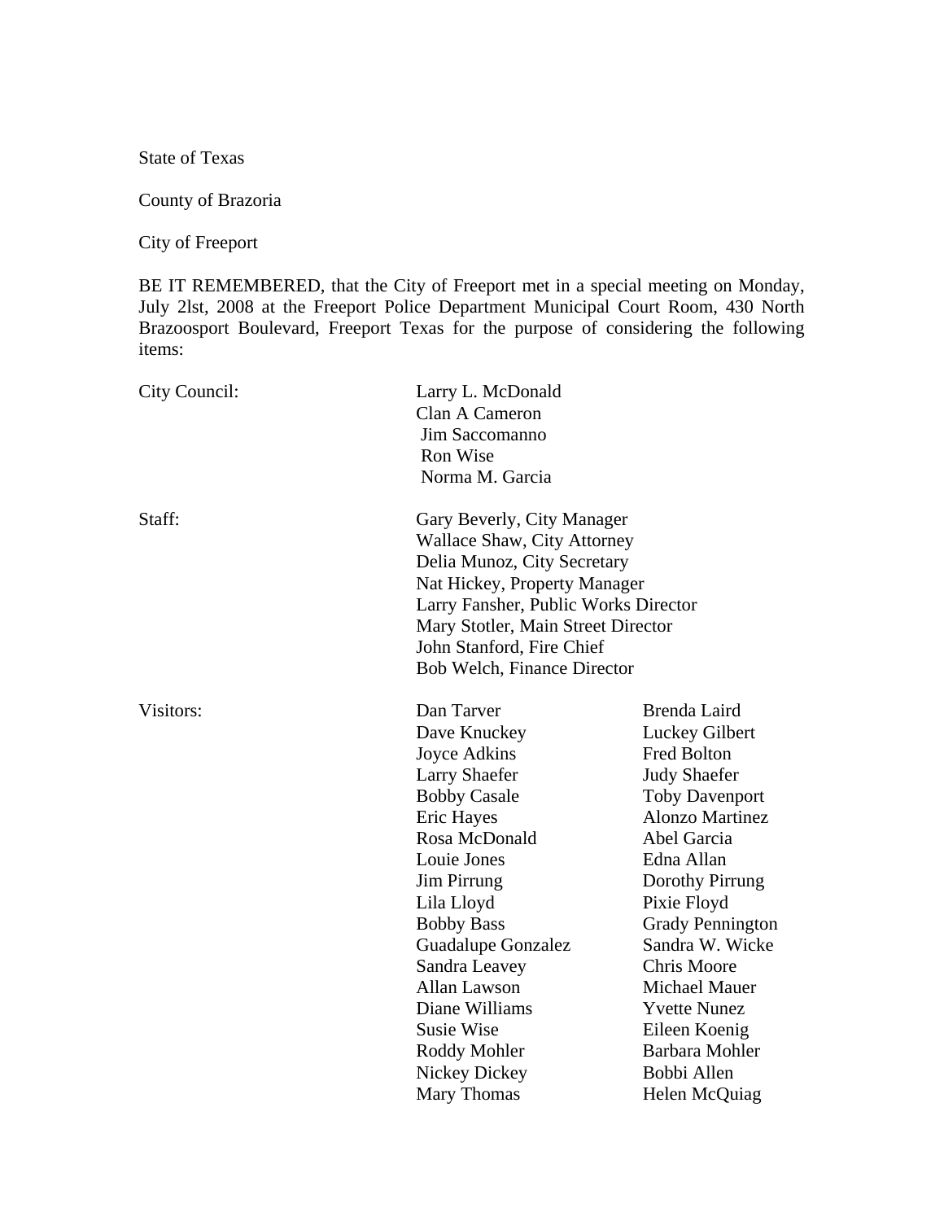State of Texas

County of Brazoria

City of Freeport

BE IT REMEMBERED, that the City of Freeport met in a special meeting on Monday, July 2lst, 2008 at the Freeport Police Department Municipal Court Room, 430 North Brazoosport Boulevard, Freeport Texas for the purpose of considering the following items:

City Council:

Larry L. McDonald
Clan A Cameron
Jim Saccomanno
Ron Wise
Norma M. Garcia

Staff:

Gary Beverly, City Manager
Wallace Shaw, City Attorney
Delia Munoz, City Secretary
Nat Hickey, Property Manager
Larry Fansher, Public Works Director
Mary Stotler, Main Street Director
John Stanford, Fire Chief
Bob Welch, Finance Director

Visitors:

| | |
|---|---|
| Dan Tarver | Brenda Laird |
| Dave Knuckey | Luckey Gilbert |
| Joyce Adkins | Fred Bolton |
| Larry Shaefer | Judy Shaefer |
| Bobby Casale | Toby Davenport |
| Eric Hayes | Alonzo Martinez |
| Rosa McDonald | Abel Garcia |
| Louie Jones | Edna Allan |
| Jim Pirrung | Dorothy Pirrung |
| Lila Lloyd | Pixie Floyd |
| Bobby Bass | Grady Pennington |
| Guadalupe Gonzalez | Sandra W. Wicke |
| Sandra Leavey | Chris Moore |
| Allan Lawson | Michael Mauer |
| Diane Williams | Yvette Nunez |
| Susie Wise | Eileen Koenig |
| Roddy Mohler | Barbara Mohler |
| Nickey Dickey | Bobbi Allen |
| Mary Thomas | Helen McQuiag |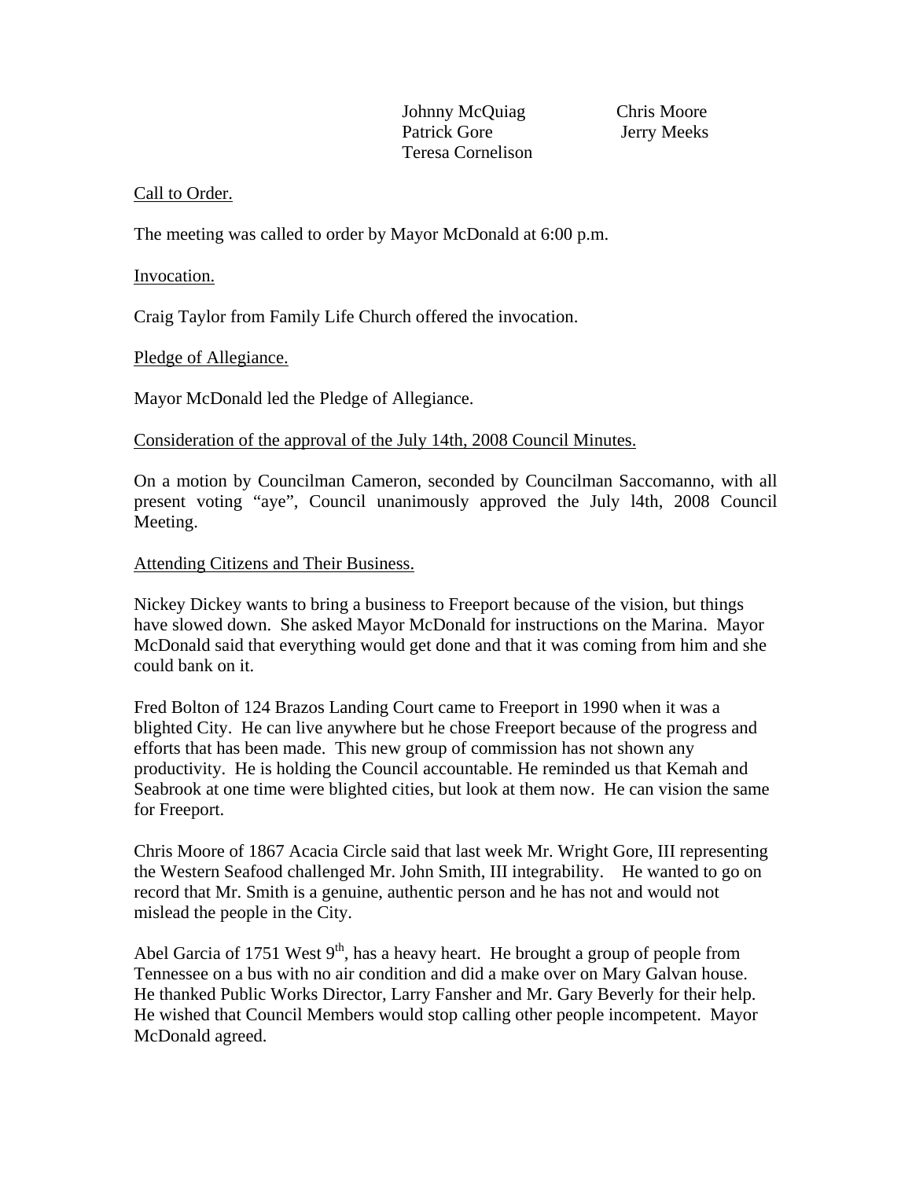Johnny McQuiag Chris Moore
Patrick Gore Jerry Meeks
Teresa Cornelison

Call to Order.

The meeting was called to order by Mayor McDonald at 6:00 p.m.

Invocation.

Craig Taylor from Family Life Church offered the invocation.

Pledge of Allegiance.

Mayor McDonald led the Pledge of Allegiance.

Consideration of the approval of the July 14th, 2008 Council Minutes.

On a motion by Councilman Cameron, seconded by Councilman Saccomanno, with all present voting "aye", Council unanimously approved the July l4th, 2008 Council Meeting.

Attending Citizens and Their Business.

Nickey Dickey wants to bring a business to Freeport because of the vision, but things have slowed down. She asked Mayor McDonald for instructions on the Marina. Mayor McDonald said that everything would get done and that it was coming from him and she could bank on it.

Fred Bolton of 124 Brazos Landing Court came to Freeport in 1990 when it was a blighted City. He can live anywhere but he chose Freeport because of the progress and efforts that has been made. This new group of commission has not shown any productivity. He is holding the Council accountable. He reminded us that Kemah and Seabrook at one time were blighted cities, but look at them now. He can vision the same for Freeport.

Chris Moore of 1867 Acacia Circle said that last week Mr. Wright Gore, III representing the Western Seafood challenged Mr. John Smith, III integrability. He wanted to go on record that Mr. Smith is a genuine, authentic person and he has not and would not mislead the people in the City.

Abel Garcia of 1751 West 9th, has a heavy heart. He brought a group of people from Tennessee on a bus with no air condition and did a make over on Mary Galvan house. He thanked Public Works Director, Larry Fansher and Mr. Gary Beverly for their help. He wished that Council Members would stop calling other people incompetent. Mayor McDonald agreed.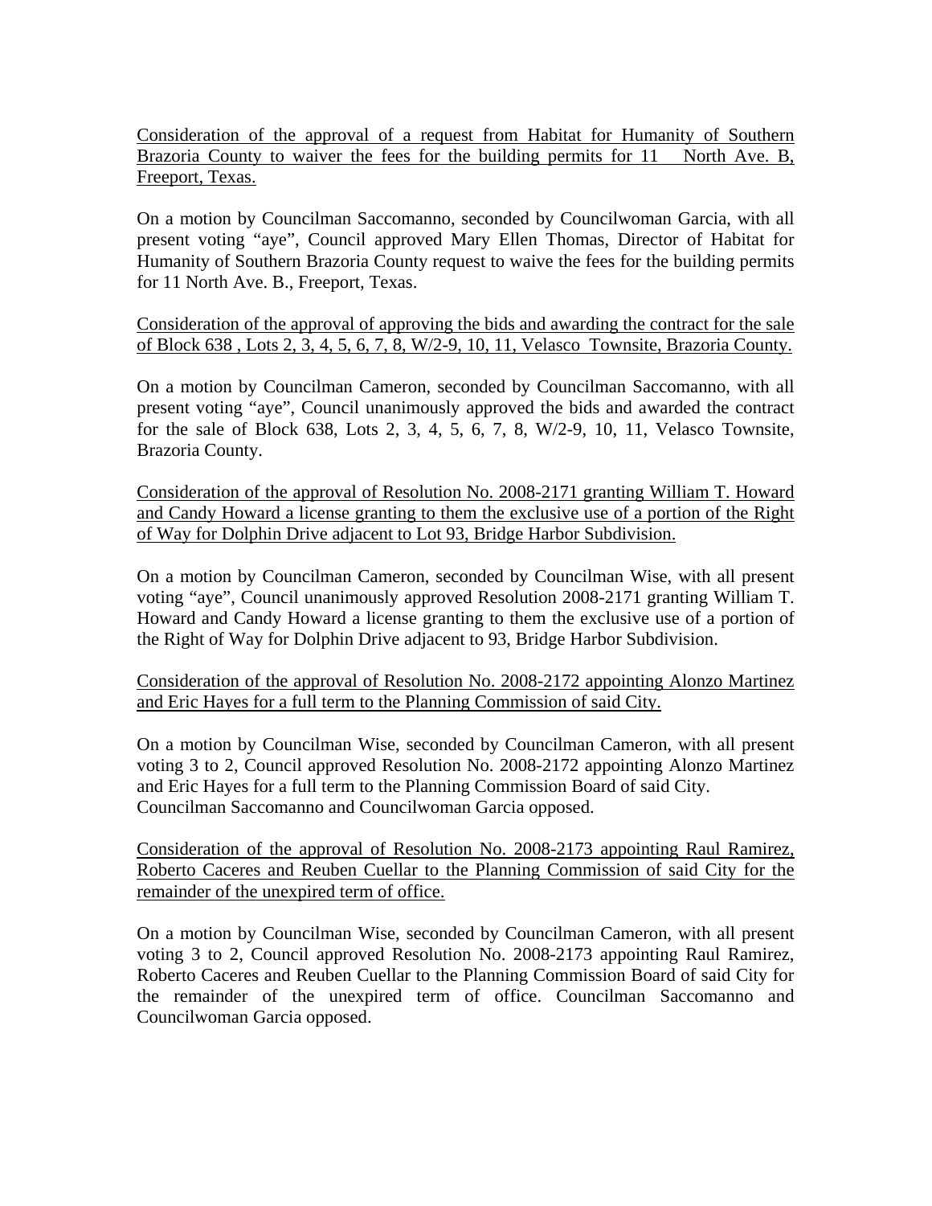<u>Consideration of the approval of a request from Habitat for Humanity of Southern Brazoria County to waiver the fees for the building permits for 11 North Ave. B, Freeport, Texas.</u>

On a motion by Councilman Saccomanno, seconded by Councilwoman Garcia, with all present voting "aye", Council approved Mary Ellen Thomas, Director of Habitat for Humanity of Southern Brazoria County request to waive the fees for the building permits for 11 North Ave. B., Freeport, Texas.

<u>Consideration of the approval of approving the bids and awarding the contract for the sale of Block 638 , Lots 2, 3, 4, 5, 6, 7, 8, W/2-9, 10, 11, Velasco Townsite, Brazoria County.</u>

On a motion by Councilman Cameron, seconded by Councilman Saccomanno, with all present voting "aye", Council unanimously approved the bids and awarded the contract for the sale of Block 638, Lots 2, 3, 4, 5, 6, 7, 8, W/2-9, 10, 11, Velasco Townsite, Brazoria County.

<u>Consideration of the approval of Resolution No. 2008-2171 granting William T. Howard and Candy Howard a license granting to them the exclusive use of a portion of the Right of Way for Dolphin Drive adjacent to Lot 93, Bridge Harbor Subdivision.</u>

On a motion by Councilman Cameron, seconded by Councilman Wise, with all present voting "aye", Council unanimously approved Resolution 2008-2171 granting William T. Howard and Candy Howard a license granting to them the exclusive use of a portion of the Right of Way for Dolphin Drive adjacent to 93, Bridge Harbor Subdivision.

<u>Consideration of the approval of Resolution No. 2008-2172 appointing Alonzo Martinez and Eric Hayes for a full term to the Planning Commission of said City.</u>

On a motion by Councilman Wise, seconded by Councilman Cameron, with all present voting 3 to 2, Council approved Resolution No. 2008-2172 appointing Alonzo Martinez and Eric Hayes for a full term to the Planning Commission Board of said City. Councilman Saccomanno and Councilwoman Garcia opposed.

<u>Consideration of the approval of Resolution No. 2008-2173 appointing Raul Ramirez, Roberto Caceres and Reuben Cuellar to the Planning Commission of said City for the remainder of the unexpired term of office.</u>

On a motion by Councilman Wise, seconded by Councilman Cameron, with all present voting 3 to 2, Council approved Resolution No. 2008-2173 appointing Raul Ramirez, Roberto Caceres and Reuben Cuellar to the Planning Commission Board of said City for the remainder of the unexpired term of office. Councilman Saccomanno and Councilwoman Garcia opposed.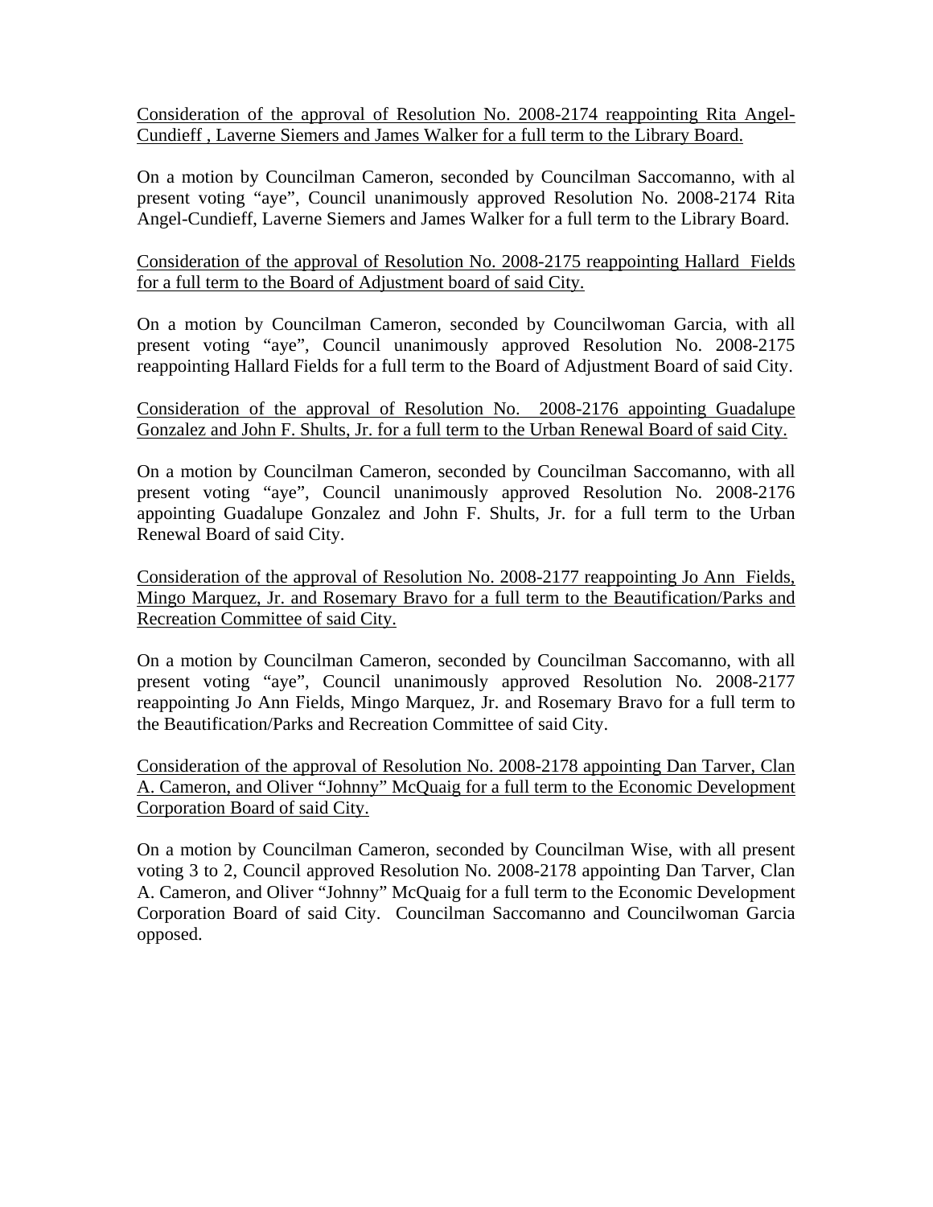<u>Consideration of the approval of Resolution No. 2008-2174 reappointing Rita Angel-Cundieff , Laverne Siemers and James Walker for a full term to the Library Board.</u>

On a motion by Councilman Cameron, seconded by Councilman Saccomanno, with al present voting "aye", Council unanimously approved Resolution No. 2008-2174 Rita Angel-Cundieff, Laverne Siemers and James Walker for a full term to the Library Board.

<u>Consideration of the approval of Resolution No. 2008-2175 reappointing Hallard Fields for a full term to the Board of Adjustment board of said City.</u>

On a motion by Councilman Cameron, seconded by Councilwoman Garcia, with all present voting "aye", Council unanimously approved Resolution No. 2008-2175 reappointing Hallard Fields for a full term to the Board of Adjustment Board of said City.

<u>Consideration of the approval of Resolution No. 2008-2176 appointing Guadalupe Gonzalez and John F. Shults, Jr. for a full term to the Urban Renewal Board of said City.</u>

On a motion by Councilman Cameron, seconded by Councilman Saccomanno, with all present voting "aye", Council unanimously approved Resolution No. 2008-2176 appointing Guadalupe Gonzalez and John F. Shults, Jr. for a full term to the Urban Renewal Board of said City.

<u>Consideration of the approval of Resolution No. 2008-2177 reappointing Jo Ann Fields, Mingo Marquez, Jr. and Rosemary Bravo for a full term to the Beautification/Parks and Recreation Committee of said City.</u>

On a motion by Councilman Cameron, seconded by Councilman Saccomanno, with all present voting "aye", Council unanimously approved Resolution No. 2008-2177 reappointing Jo Ann Fields, Mingo Marquez, Jr. and Rosemary Bravo for a full term to the Beautification/Parks and Recreation Committee of said City.

<u>Consideration of the approval of Resolution No. 2008-2178 appointing Dan Tarver, Clan A. Cameron, and Oliver "Johnny" McQuaig for a full term to the Economic Development Corporation Board of said City.</u>

On a motion by Councilman Cameron, seconded by Councilman Wise, with all present voting 3 to 2, Council approved Resolution No. 2008-2178 appointing Dan Tarver, Clan A. Cameron, and Oliver "Johnny" McQuaig for a full term to the Economic Development Corporation Board of said City. Councilman Saccomanno and Councilwoman Garcia opposed.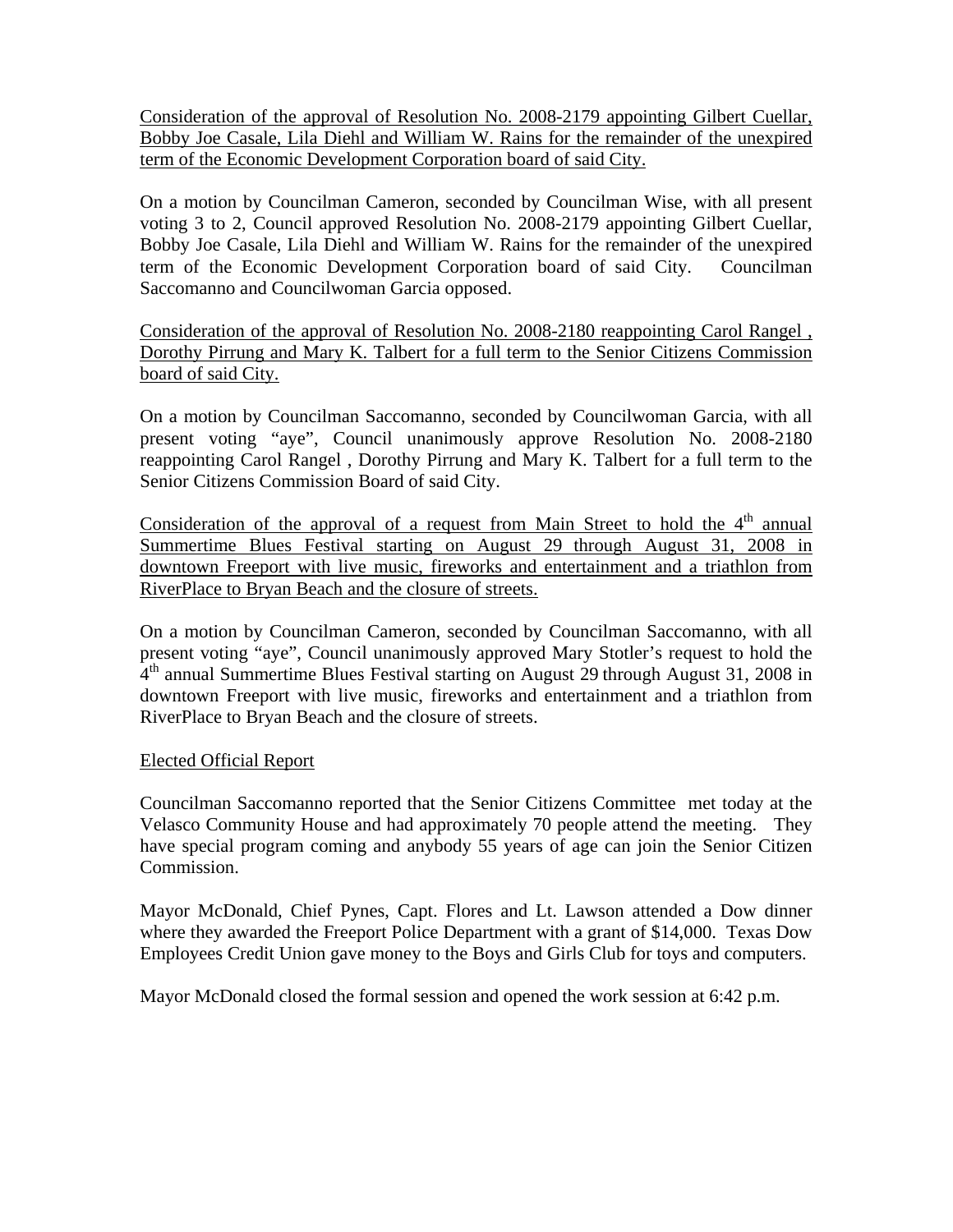Consideration of the approval of Resolution No. 2008-2179 appointing Gilbert Cuellar, Bobby Joe Casale, Lila Diehl and William W. Rains for the remainder of the unexpired term of the Economic Development Corporation board of said City.

On a motion by Councilman Cameron, seconded by Councilman Wise, with all present voting 3 to 2, Council approved Resolution No. 2008-2179 appointing Gilbert Cuellar, Bobby Joe Casale, Lila Diehl and William W. Rains for the remainder of the unexpired term of the Economic Development Corporation board of said City. Councilman Saccomanno and Councilwoman Garcia opposed.

Consideration of the approval of Resolution No. 2008-2180 reappointing Carol Rangel , Dorothy Pirrung and Mary K. Talbert for a full term to the Senior Citizens Commission board of said City.

On a motion by Councilman Saccomanno, seconded by Councilwoman Garcia, with all present voting "aye", Council unanimously approve Resolution No. 2008-2180 reappointing Carol Rangel , Dorothy Pirrung and Mary K. Talbert for a full term to the Senior Citizens Commission Board of said City.

Consideration of the approval of a request from Main Street to hold the 4th annual Summertime Blues Festival starting on August 29 through August 31, 2008 in downtown Freeport with live music, fireworks and entertainment and a triathlon from RiverPlace to Bryan Beach and the closure of streets.

On a motion by Councilman Cameron, seconded by Councilman Saccomanno, with all present voting "aye", Council unanimously approved Mary Stotler's request to hold the 4th annual Summertime Blues Festival starting on August 29 through August 31, 2008 in downtown Freeport with live music, fireworks and entertainment and a triathlon from RiverPlace to Bryan Beach and the closure of streets.

Elected Official Report

Councilman Saccomanno reported that the Senior Citizens Committee met today at the Velasco Community House and had approximately 70 people attend the meeting. They have special program coming and anybody 55 years of age can join the Senior Citizen Commission.

Mayor McDonald, Chief Pynes, Capt. Flores and Lt. Lawson attended a Dow dinner where they awarded the Freeport Police Department with a grant of $14,000. Texas Dow Employees Credit Union gave money to the Boys and Girls Club for toys and computers.

Mayor McDonald closed the formal session and opened the work session at 6:42 p.m.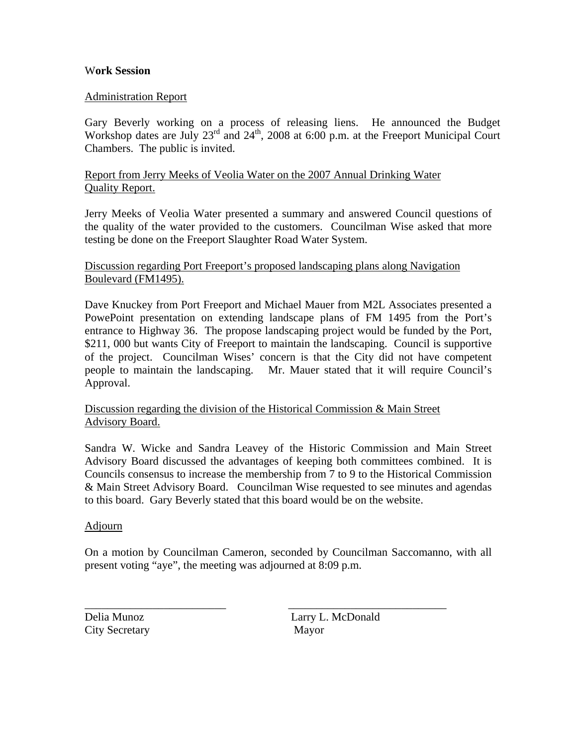**Work Session**

Administration Report

Gary Beverly working on a process of releasing liens. He announced the Budget Workshop dates are July 23rd and 24th, 2008 at 6:00 p.m. at the Freeport Municipal Court Chambers. The public is invited.

Report from Jerry Meeks of Veolia Water on the 2007 Annual Drinking Water Quality Report.

Jerry Meeks of Veolia Water presented a summary and answered Council questions of the quality of the water provided to the customers. Councilman Wise asked that more testing be done on the Freeport Slaughter Road Water System.

Discussion regarding Port Freeport's proposed landscaping plans along Navigation Boulevard (FM1495).

Dave Knuckey from Port Freeport and Michael Mauer from M2L Associates presented a PowePoint presentation on extending landscape plans of FM 1495 from the Port's entrance to Highway 36. The propose landscaping project would be funded by the Port, $211, 000 but wants City of Freeport to maintain the landscaping. Council is supportive of the project. Councilman Wises' concern is that the City did not have competent people to maintain the landscaping. Mr. Mauer stated that it will require Council's Approval.

Discussion regarding the division of the Historical Commission & Main Street Advisory Board.

Sandra W. Wicke and Sandra Leavey of the Historic Commission and Main Street Advisory Board discussed the advantages of keeping both committees combined. It is Councils consensus to increase the membership from 7 to 9 to the Historical Commission & Main Street Advisory Board. Councilman Wise requested to see minutes and agendas to this board. Gary Beverly stated that this board would be on the website.

Adjourn

On a motion by Councilman Cameron, seconded by Councilman Saccomanno, with all present voting "aye", the meeting was adjourned at 8:09 p.m.

| | |
|---|---|
| Delia Munoz | Larry L. McDonald |
| City Secretary | Mayor |